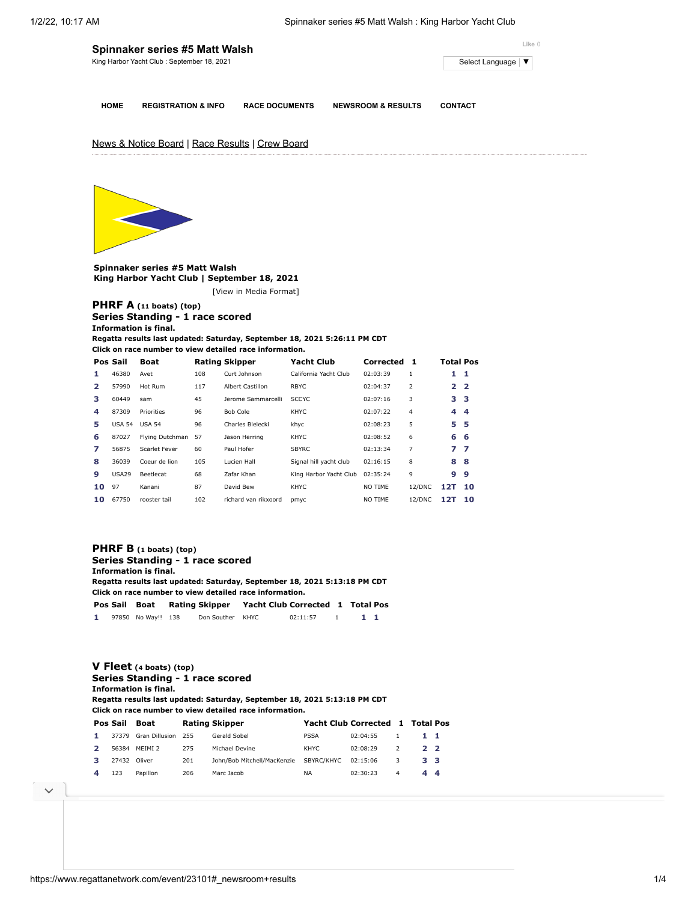# Spinnaker series #5 Matt Walsh

King Harbor Yacht Club : September 18, 2021

Like 0

Select Language ▼

HOME | REGISTRATION & INFO | RACE DOCUMENTS | NEWSROOM & RESULTS | CONTACT

News & Notice Board | Race Results | Crew Board

**Spinnaker series #5 Matt Walsh**
**King Harbor Yacht Club | September 18, 2021**

[View in Media Format]

## PHRF A (11 boats) (top)

**Series Standing - 1 race scored**
**Information is final.**
**Regatta results last updated: Saturday, September 18, 2021 5:26:11 PM CDT**
**Click on race number to view detailed race information.**

| Pos | Sail | Boat | Rating | Skipper | Yacht Club | Corrected | 1 | Total | Pos |
|---|---|---|---|---|---|---|---|---|---|
| 1 | 46380 | Avet | 108 | Curt Johnson | California Yacht Club | 02:03:39 | 1 | 1 | 1 |
| 2 | 57990 | Hot Rum | 117 | Albert Castillon | RBYC | 02:04:37 | 2 | 2 | 2 |
| 3 | 60449 | sam | 45 | Jerome Sammarcelli | SCCYC | 02:07:16 | 3 | 3 | 3 |
| 4 | 87309 | Priorities | 96 | Bob Cole | KHYC | 02:07:22 | 4 | 4 | 4 |
| 5 | USA 54 | USA 54 | 96 | Charles Bielecki | khyc | 02:08:23 | 5 | 5 | 5 |
| 6 | 87027 | Flying Dutchman | 57 | Jason Herring | KHYC | 02:08:52 | 6 | 6 | 6 |
| 7 | 56875 | Scarlet Fever | 60 | Paul Hofer | SBYRC | 02:13:34 | 7 | 7 | 7 |
| 8 | 36039 | Coeur de lion | 105 | Lucien Hall | Signal hill yacht club | 02:16:15 | 8 | 8 | 8 |
| 9 | USA29 | Beetlecat | 68 | Zafar Khan | King Harbor Yacht Club | 02:35:24 | 9 | 9 | 9 |
| 10 | 97 | Kanani | 87 | David Bew | KHYC | NO TIME | 12/DNC | 12T | 10 |
| 10 | 67750 | rooster tail | 102 | richard van rikxoord | pmyc | NO TIME | 12/DNC | 12T | 10 |

## PHRF B (1 boats) (top)

**Series Standing - 1 race scored**
**Information is final.**
**Regatta results last updated: Saturday, September 18, 2021 5:13:18 PM CDT**
**Click on race number to view detailed race information.**

| Pos | Sail | Boat | Rating | Skipper | Yacht Club | Corrected | 1 | Total | Pos |
|---|---|---|---|---|---|---|---|---|---|
| 1 | 97850 | No Way!! | 138 | Don Souther | KHYC | 02:11:57 | 1 | 1 | 1 |

## V Fleet (4 boats) (top)

**Series Standing - 1 race scored**
**Information is final.**
**Regatta results last updated: Saturday, September 18, 2021 5:13:18 PM CDT**
**Click on race number to view detailed race information.**

| Pos | Sail | Boat | Rating | Skipper | Yacht Club | Corrected | 1 | Total | Pos |
|---|---|---|---|---|---|---|---|---|---|
| 1 | 37379 | Gran Dillusion | 255 | Gerald Sobel | PSSA | 02:04:55 | 1 | 1 | 1 |
| 2 | 56384 | MEIMI 2 | 275 | Michael Devine | KHYC | 02:08:29 | 2 | 2 | 2 |
| 3 | 27432 | Oliver | 201 | John/Bob Mitchell/MacKenzie | SBYRC/KHYC | 02:15:06 | 3 | 3 | 3 |
| 4 | 123 | Papillon | 206 | Marc Jacob | NA | 02:30:23 | 4 | 4 | 4 |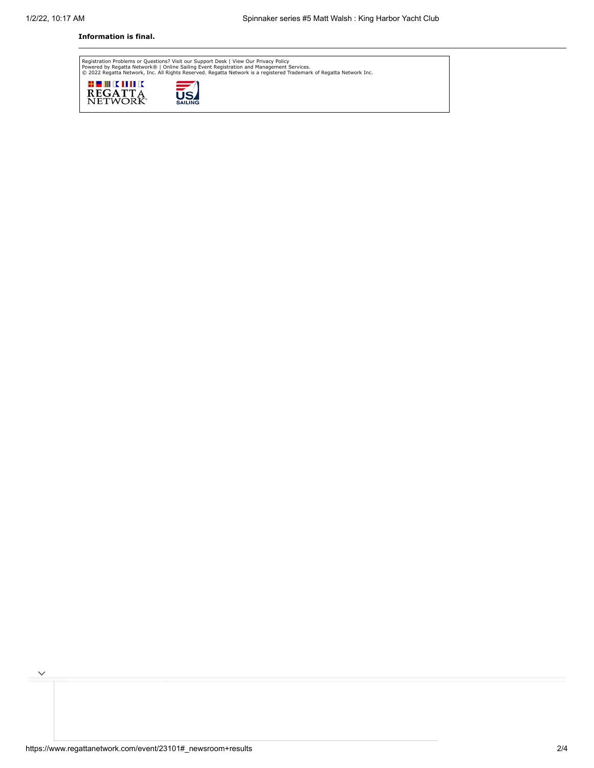**Information is final.**

---

Registration Problems or Questions? Visit our Support Desk | View Our Privacy Policy
Powered by Regatta Network® | Online Sailing Event Registration and Management Services.
© 2022 Regatta Network, Inc. All Rights Reserved. Regatta Network is a registered Trademark of Regatta Network Inc.

REGATTA NETWORK

US SAILING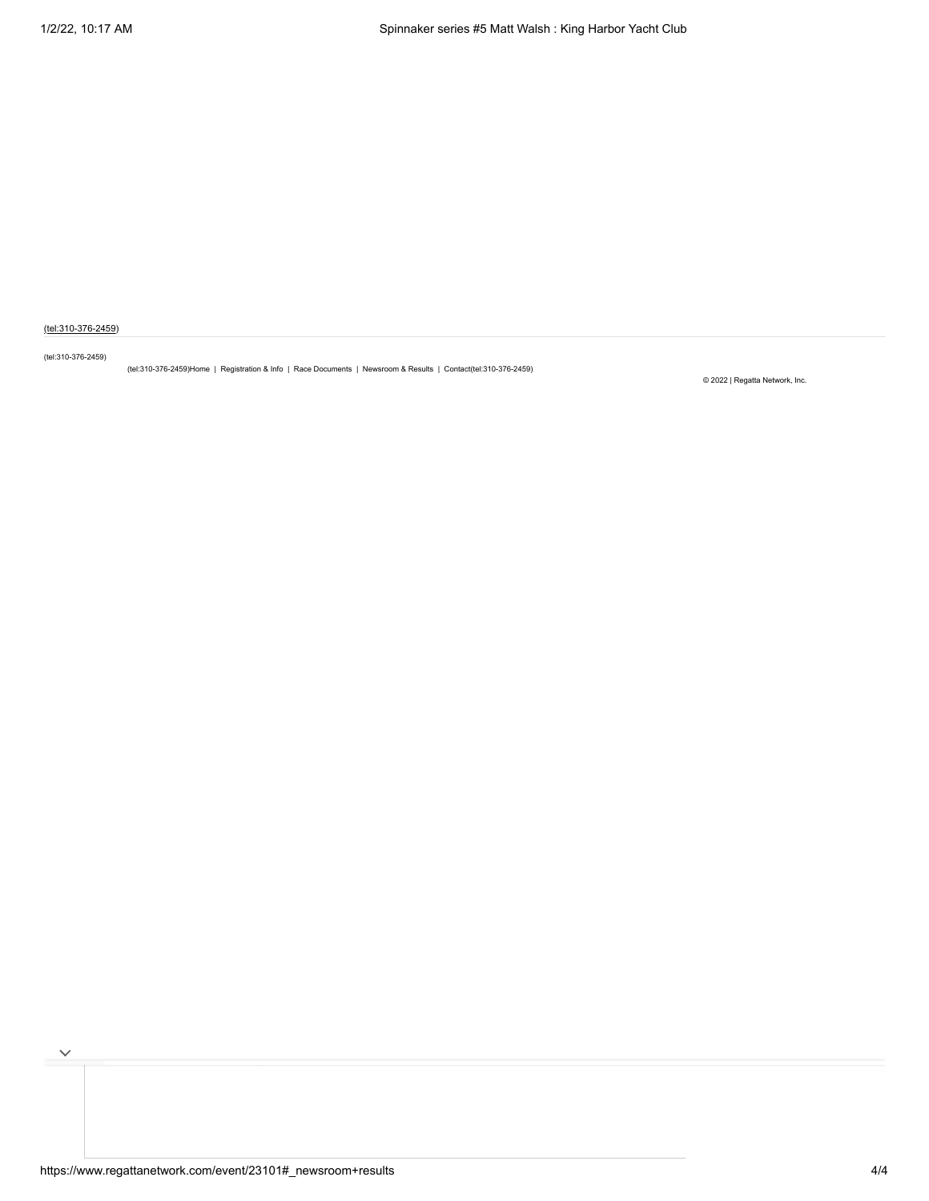(tel:310-376-2459)

(tel:310-376-2459)

(tel:310-376-2459)Home | Registration & Info | Race Documents | Newsroom & Results | Contact(tel:310-376-2459)

© 2022 | Regatta Network, Inc.